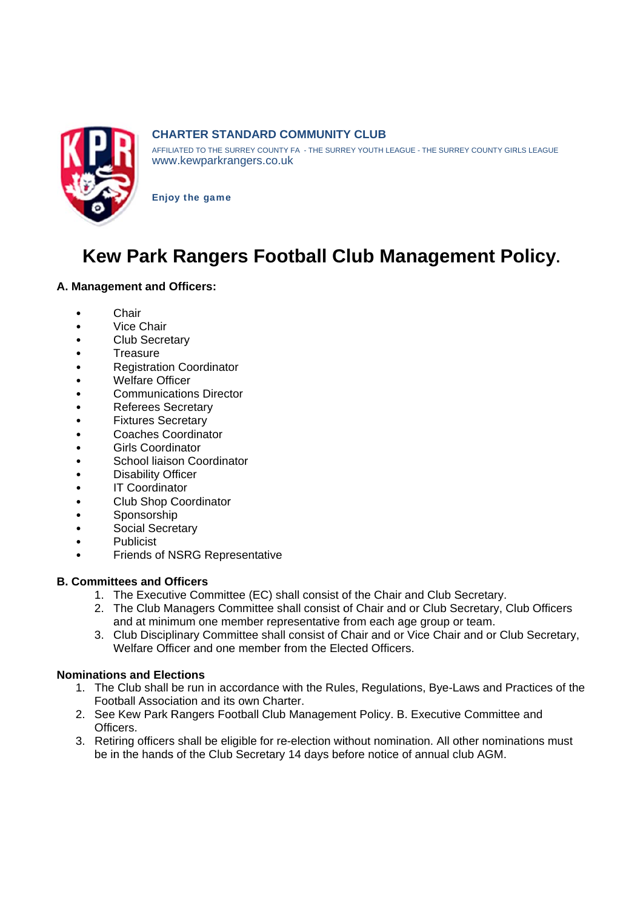**CHARTER STANDARD COMMUNITY CLUB**

AFFILIATED TO THE SURREY COUNTY FA - THE SURREY YOUTH LEAGUE - THE SURREY COUNTY GIRLS LEAGUE
www.kewparkrangers.co.uk

**Enjoy the game**

# Kew Park Rangers Football Club Management Policy.

### A. Management and Officers:

- Chair
- Vice Chair
- Club Secretary
- Treasure
- Registration Coordinator
- Welfare Officer
- Communications Director
- Referees Secretary
- Fixtures Secretary
- Coaches Coordinator
- Girls Coordinator
- School liaison Coordinator
- Disability Officer
- IT Coordinator
- Club Shop Coordinator
- Sponsorship
- Social Secretary
- Publicist
- Friends of NSRG Representative

### B. Committees and Officers

1. The Executive Committee (EC) shall consist of the Chair and Club Secretary.
2. The Club Managers Committee shall consist of Chair and or Club Secretary, Club Officers and at minimum one member representative from each age group or team.
3. Club Disciplinary Committee shall consist of Chair and or Vice Chair and or Club Secretary, Welfare Officer and one member from the Elected Officers.

### Nominations and Elections

1. The Club shall be run in accordance with the Rules, Regulations, Bye-Laws and Practices of the Football Association and its own Charter.
2. See Kew Park Rangers Football Club Management Policy. B. Executive Committee and Officers.
3. Retiring officers shall be eligible for re-election without nomination. All other nominations must be in the hands of the Club Secretary 14 days before notice of annual club AGM.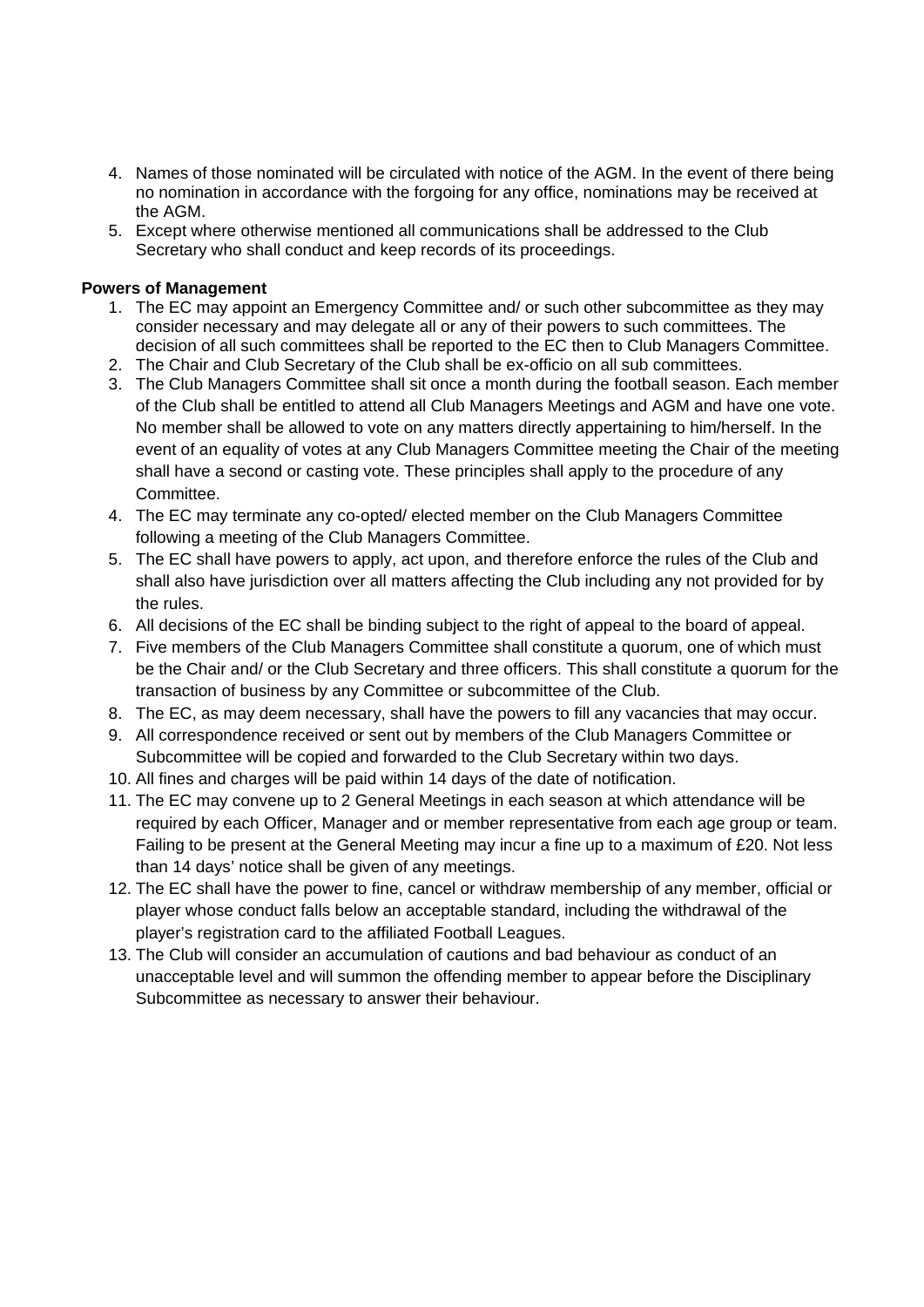4. Names of those nominated will be circulated with notice of the AGM. In the event of there being no nomination in accordance with the forgoing for any office, nominations may be received at the AGM.
5. Except where otherwise mentioned all communications shall be addressed to the Club Secretary who shall conduct and keep records of its proceedings.

**Powers of Management**

1. The EC may appoint an Emergency Committee and/ or such other subcommittee as they may consider necessary and may delegate all or any of their powers to such committees. The decision of all such committees shall be reported to the EC then to Club Managers Committee.
2. The Chair and Club Secretary of the Club shall be ex-officio on all sub committees.
3. The Club Managers Committee shall sit once a month during the football season. Each member of the Club shall be entitled to attend all Club Managers Meetings and AGM and have one vote. No member shall be allowed to vote on any matters directly appertaining to him/herself. In the event of an equality of votes at any Club Managers Committee meeting the Chair of the meeting shall have a second or casting vote. These principles shall apply to the procedure of any Committee.
4. The EC may terminate any co-opted/ elected member on the Club Managers Committee following a meeting of the Club Managers Committee.
5. The EC shall have powers to apply, act upon, and therefore enforce the rules of the Club and shall also have jurisdiction over all matters affecting the Club including any not provided for by the rules.
6. All decisions of the EC shall be binding subject to the right of appeal to the board of appeal.
7. Five members of the Club Managers Committee shall constitute a quorum, one of which must be the Chair and/ or the Club Secretary and three officers. This shall constitute a quorum for the transaction of business by any Committee or subcommittee of the Club.
8. The EC, as may deem necessary, shall have the powers to fill any vacancies that may occur.
9. All correspondence received or sent out by members of the Club Managers Committee or Subcommittee will be copied and forwarded to the Club Secretary within two days.
10. All fines and charges will be paid within 14 days of the date of notification.
11. The EC may convene up to 2 General Meetings in each season at which attendance will be required by each Officer, Manager and or member representative from each age group or team. Failing to be present at the General Meeting may incur a fine up to a maximum of £20. Not less than 14 days' notice shall be given of any meetings.
12. The EC shall have the power to fine, cancel or withdraw membership of any member, official or player whose conduct falls below an acceptable standard, including the withdrawal of the player's registration card to the affiliated Football Leagues.
13. The Club will consider an accumulation of cautions and bad behaviour as conduct of an unacceptable level and will summon the offending member to appear before the Disciplinary Subcommittee as necessary to answer their behaviour.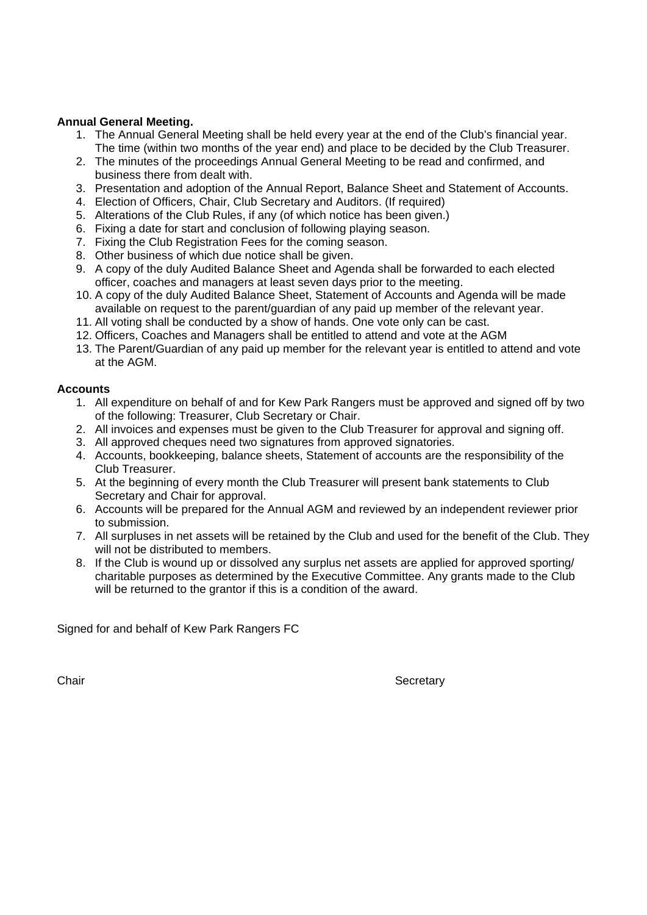**Annual General Meeting.**

1. The Annual General Meeting shall be held every year at the end of the Club's financial year. The time (within two months of the year end) and place to be decided by the Club Treasurer.
2. The minutes of the proceedings Annual General Meeting to be read and confirmed, and business there from dealt with.
3. Presentation and adoption of the Annual Report, Balance Sheet and Statement of Accounts.
4. Election of Officers, Chair, Club Secretary and Auditors. (If required)
5. Alterations of the Club Rules, if any (of which notice has been given.)
6. Fixing a date for start and conclusion of following playing season.
7. Fixing the Club Registration Fees for the coming season.
8. Other business of which due notice shall be given.
9. A copy of the duly Audited Balance Sheet and Agenda shall be forwarded to each elected officer, coaches and managers at least seven days prior to the meeting.
10. A copy of the duly Audited Balance Sheet, Statement of Accounts and Agenda will be made available on request to the parent/guardian of any paid up member of the relevant year.
11. All voting shall be conducted by a show of hands. One vote only can be cast.
12. Officers, Coaches and Managers shall be entitled to attend and vote at the AGM
13. The Parent/Guardian of any paid up member for the relevant year is entitled to attend and vote at the AGM.

**Accounts**

1. All expenditure on behalf of and for Kew Park Rangers must be approved and signed off by two of the following: Treasurer, Club Secretary or Chair.
2. All invoices and expenses must be given to the Club Treasurer for approval and signing off.
3. All approved cheques need two signatures from approved signatories.
4. Accounts, bookkeeping, balance sheets, Statement of accounts are the responsibility of the Club Treasurer.
5. At the beginning of every month the Club Treasurer will present bank statements to Club Secretary and Chair for approval.
6. Accounts will be prepared for the Annual AGM and reviewed by an independent reviewer prior to submission.
7. All surpluses in net assets will be retained by the Club and used for the benefit of the Club. They will not be distributed to members.
8. If the Club is wound up or dissolved any surplus net assets are applied for approved sporting/ charitable purposes as determined by the Executive Committee. Any grants made to the Club will be returned to the grantor if this is a condition of the award.

Signed for and behalf of Kew Park Rangers FC

Chair Secretary